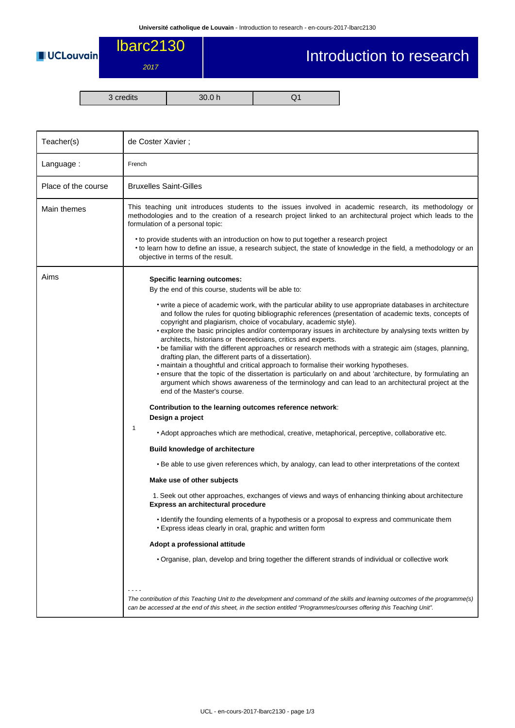# lbarc2130

*2017*

# Introduction to research

| 3 credits | 30.0 h | Q1 |
|---|---|---|

| | |
|---|---|
| Teacher(s) | de Coster Xavier ; |
| Language : | French |
| Place of the course | Bruxelles Saint-Gilles |
| Main themes | This teaching unit introduces students to the issues involved in academic research, its methodology or methodologies and to the creation of a research project linked to an architectural project which leads to the formulation of a personal topic:<br><br>• to provide students with an introduction on how to put together a research project<br>• to learn how to define an issue, a research subject, the state of knowledge in the field, a methodology or an objective in terms of the result. |
| Aims | 1<br><br>**Specific learning outcomes:**<br>By the end of this course, students will be able to:<br><br>• write a piece of academic work, with the particular ability to use appropriate databases in architecture and follow the rules for quoting bibliographic references (presentation of academic texts, concepts of copyright and plagiarism, choice of vocabulary, academic style).<br>• explore the basic principles and/or contemporary issues in architecture by analysing texts written by architects, historians or theoreticians, critics and experts.<br>• be familiar with the different approaches or research methods with a strategic aim (stages, planning, drafting plan, the different parts of a dissertation).<br>• maintain a thoughtful and critical approach to formalise their working hypotheses.<br>• ensure that the topic of the dissertation is particularly on and about 'architecture, by formulating an argument which shows awareness of the terminology and can lead to an architectural project at the end of the Master's course.<br><br>**Contribution to the learning outcomes reference network**:<br>**Design a project**<br><br>• Adopt approaches which are methodical, creative, metaphorical, perceptive, collaborative etc.<br><br>**Build knowledge of architecture**<br><br>• Be able to use given references which, by analogy, can lead to other interpretations of the context<br><br>**Make use of other subjects**<br><br>1. Seek out other approaches, exchanges of views and ways of enhancing thinking about architecture<br><br>**Express an architectural procedure**<br><br>• Identify the founding elements of a hypothesis or a proposal to express and communicate them<br>• Express ideas clearly in oral, graphic and written form<br><br>**Adopt a professional attitude**<br><br>• Organise, plan, develop and bring together the different strands of individual or collective work<br><br>- - - -<br>*The contribution of this Teaching Unit to the development and command of the skills and learning outcomes of the programme(s) can be accessed at the end of this sheet, in the section entitled "Programmes/courses offering this Teaching Unit".* |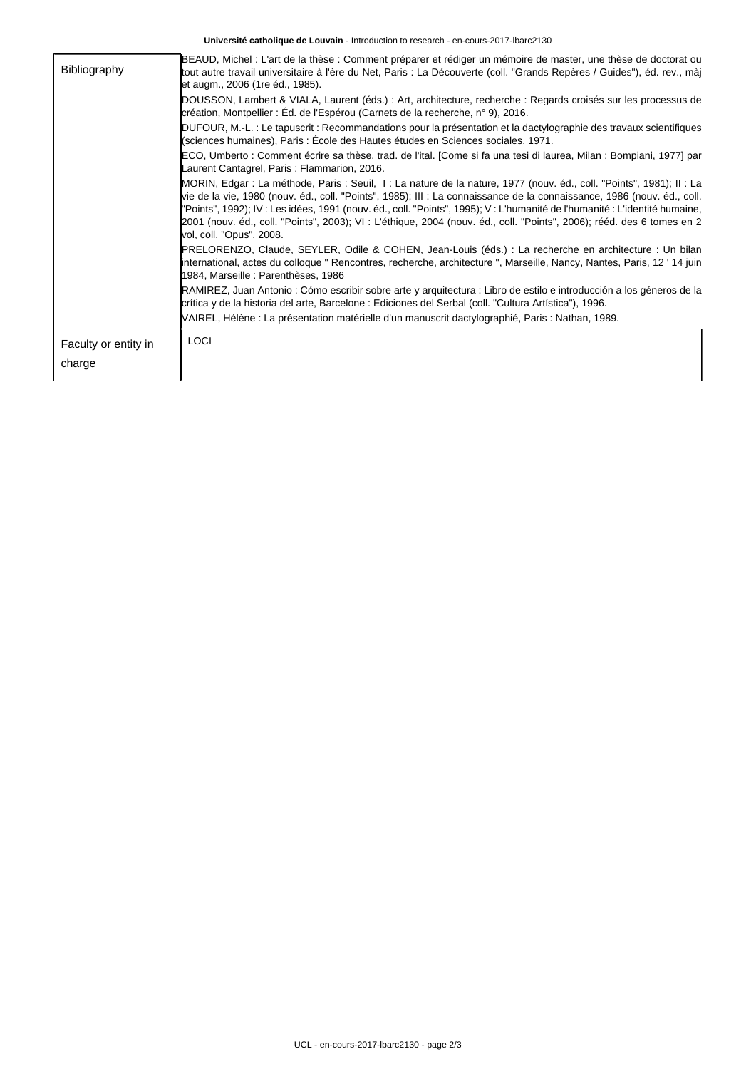| | |
|---|---|
| Bibliography | BEAUD, Michel : L'art de la thèse : Comment préparer et rédiger un mémoire de master, une thèse de doctorat ou tout autre travail universitaire à l'ère du Net, Paris : La Découverte (coll. "Grands Repères / Guides"), éd. rev., màj et augm., 2006 (1re éd., 1985).<br><br>DOUSSON, Lambert & VIALA, Laurent (éds.) : Art, architecture, recherche : Regards croisés sur les processus de création, Montpellier : Éd. de l'Espérou (Carnets de la recherche, n° 9), 2016.<br><br>DUFOUR, M.-L. : Le tapuscrit : Recommandations pour la présentation et la dactylographie des travaux scientifiques (sciences humaines), Paris : École des Hautes études en Sciences sociales, 1971.<br><br>ECO, Umberto : Comment écrire sa thèse, trad. de l'ital. [Come si fa una tesi di laurea, Milan : Bompiani, 1977] par Laurent Cantagrel, Paris : Flammarion, 2016.<br><br>MORIN, Edgar : La méthode, Paris : Seuil, I : La nature de la nature, 1977 (nouv. éd., coll. "Points", 1981); II : La vie de la vie, 1980 (nouv. éd., coll. "Points", 1985); III : La connaissance de la connaissance, 1986 (nouv. éd., coll. "Points", 1992); IV : Les idées, 1991 (nouv. éd., coll. "Points", 1995); V : L'humanité de l'humanité : L'identité humaine, 2001 (nouv. éd., coll. "Points", 2003); VI : L'éthique, 2004 (nouv. éd., coll. "Points", 2006); rééd. des 6 tomes en 2 vol, coll. "Opus", 2008.<br><br>PRELORENZO, Claude, SEYLER, Odile & COHEN, Jean-Louis (éds.) : La recherche en architecture : Un bilan international, actes du colloque " Rencontres, recherche, architecture ", Marseille, Nancy, Nantes, Paris, 12 ' 14 juin 1984, Marseille : Parenthèses, 1986<br><br>RAMIREZ, Juan Antonio : Cómo escribir sobre arte y arquitectura : Libro de estilo e introducción a los géneros de la crítica y de la historia del arte, Barcelone : Ediciones del Serbal (coll. "Cultura Artística"), 1996.<br><br>VAIREL, Hélène : La présentation matérielle d'un manuscrit dactylographié, Paris : Nathan, 1989. |
| Faculty or entity in charge | LOCI |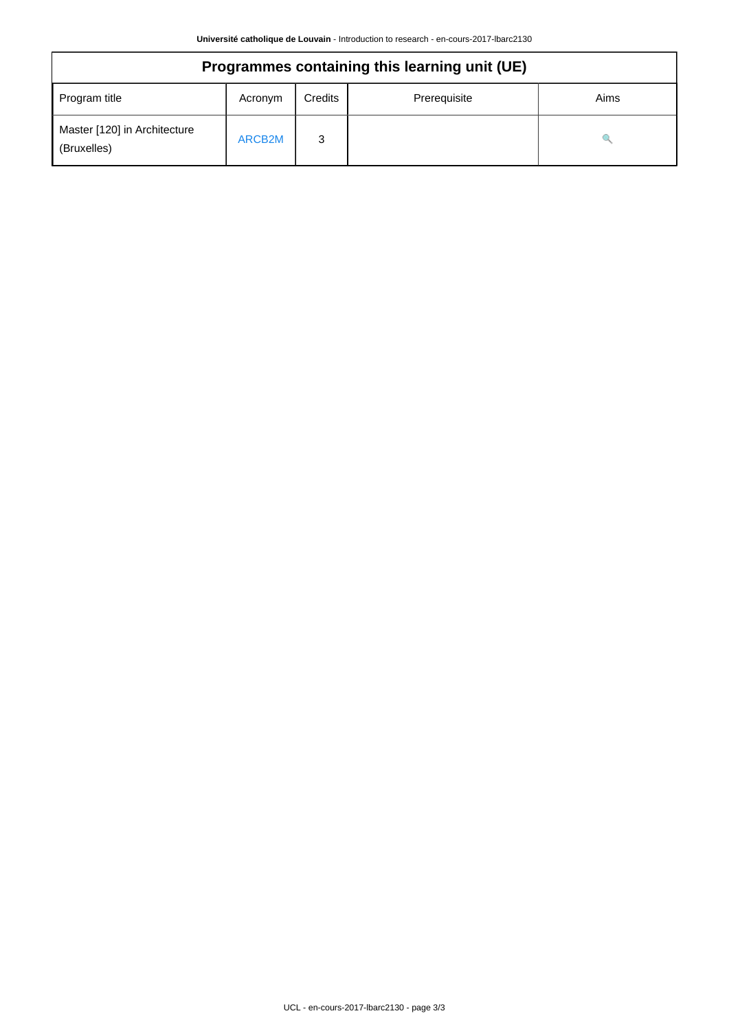## Programmes containing this learning unit (UE)

| Program title | Acronym | Credits | Prerequisite | Aims |
|---|---|---|---|---|
| Master [120] in Architecture (Bruxelles) | ARCB2M | 3 | | |